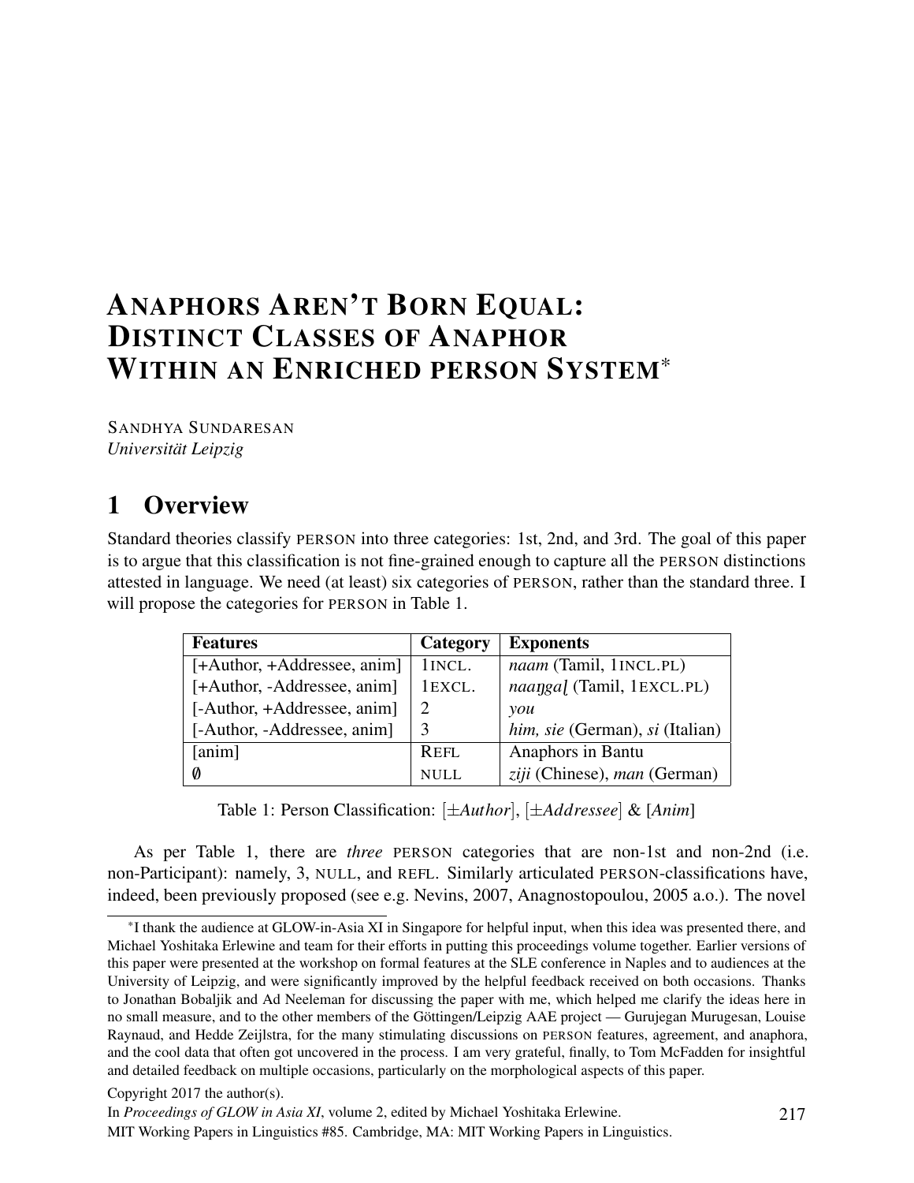# Anaphors Aren't Born Equal: Distinct Classes of Anaphor Within an Enriched PERSON System*

SANDHYA SUNDARESAN
*Universität Leipzig*

## 1 Overview

Standard theories classify PERSON into three categories: 1st, 2nd, and 3rd. The goal of this paper is to argue that this classification is not fine-grained enough to capture all the PERSON distinctions attested in language. We need (at least) six categories of PERSON, rather than the standard three. I will propose the categories for PERSON in Table 1.

| Features | Category | Exponents |
|---|---|---|
| [+Author, +Addressee, anim] | 1INCL. | *naam* (Tamil, 1INCL.PL) |
| [+Author, -Addressee, anim] | 1EXCL. | *naaŋgaḷ* (Tamil, 1EXCL.PL) |
| [-Author, +Addressee, anim] | 2 | *you* |
| [-Author, -Addressee, anim] | 3 | *him, sie* (German), *si* (Italian) |
| [anim] | REFL | Anaphors in Bantu |
| ∅ | NULL | *ziji* (Chinese), *man* (German) |

Table 1: Person Classification: [±*Author*], [±*Addressee*] & [*Anim*]

As per Table 1, there are *three* PERSON categories that are non-1st and non-2nd (i.e. non-Participant): namely, 3, NULL, and REFL. Similarly articulated PERSON-classifications have, indeed, been previously proposed (see e.g. Nevins, 2007, Anagnostopoulou, 2005 a.o.). The novel

*I thank the audience at GLOW-in-Asia XI in Singapore for helpful input, when this idea was presented there, and Michael Yoshitaka Erlewine and team for their efforts in putting this proceedings volume together. Earlier versions of this paper were presented at the workshop on formal features at the SLE conference in Naples and to audiences at the University of Leipzig, and were significantly improved by the helpful feedback received on both occasions. Thanks to Jonathan Bobaljik and Ad Neeleman for discussing the paper with me, which helped me clarify the ideas here in no small measure, and to the other members of the Göttingen/Leipzig AAE project — Gurujegan Murugesan, Louise Raynaud, and Hedde Zeijlstra, for the many stimulating discussions on PERSON features, agreement, and anaphora, and the cool data that often got uncovered in the process. I am very grateful, finally, to Tom McFadden for insightful and detailed feedback on multiple occasions, particularly on the morphological aspects of this paper.

Copyright 2017 the author(s).

In *Proceedings of GLOW in Asia XI*, volume 2, edited by Michael Yoshitaka Erlewine.

MIT Working Papers in Linguistics #85. Cambridge, MA: MIT Working Papers in Linguistics.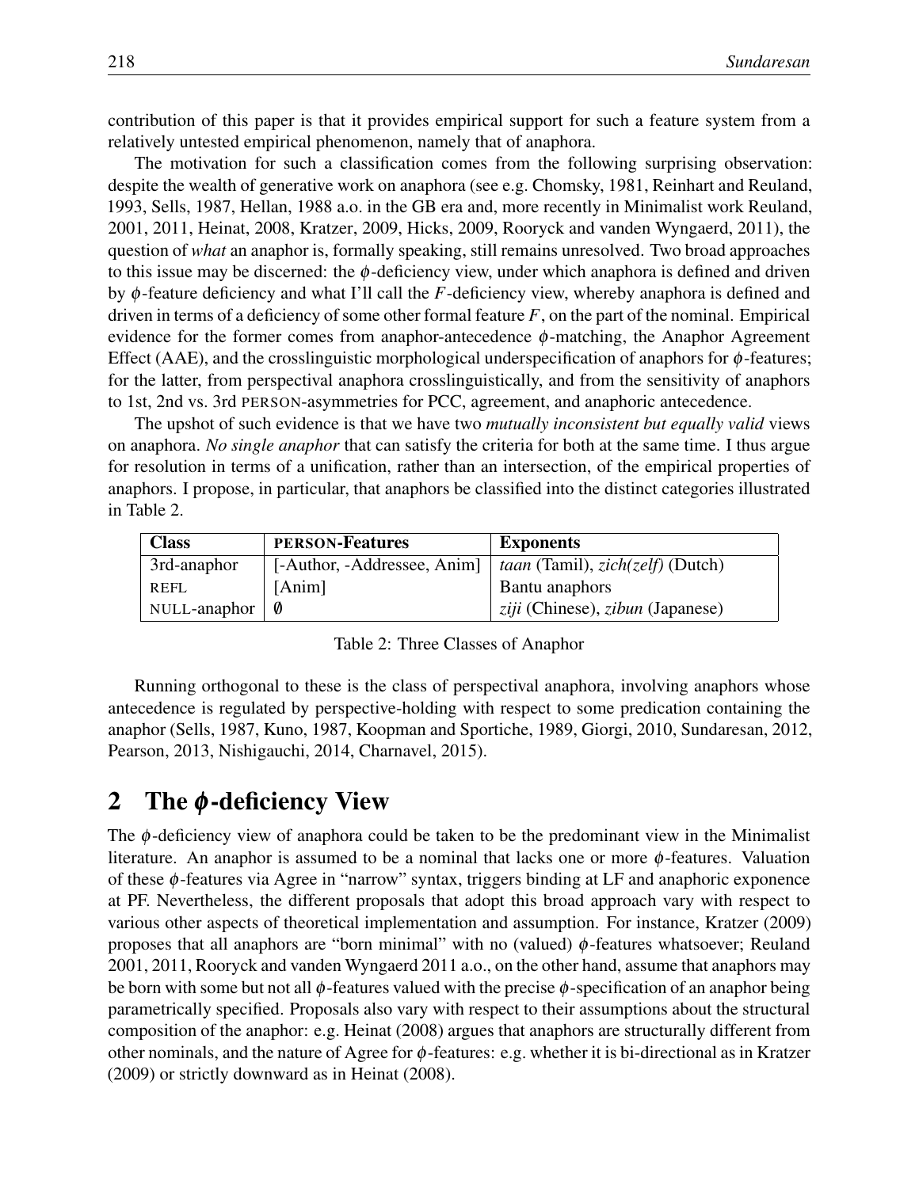contribution of this paper is that it provides empirical support for such a feature system from a relatively untested empirical phenomenon, namely that of anaphora.

The motivation for such a classification comes from the following surprising observation: despite the wealth of generative work on anaphora (see e.g. Chomsky, 1981, Reinhart and Reuland, 1993, Sells, 1987, Hellan, 1988 a.o. in the GB era and, more recently in Minimalist work Reuland, 2001, 2011, Heinat, 2008, Kratzer, 2009, Hicks, 2009, Rooryck and vanden Wyngaerd, 2011), the question of *what* an anaphor is, formally speaking, still remains unresolved. Two broad approaches to this issue may be discerned: the $\phi$-deficiency view, under which anaphora is defined and driven by $\phi$-feature deficiency and what I'll call the $F$-deficiency view, whereby anaphora is defined and driven in terms of a deficiency of some other formal feature $F$, on the part of the nominal. Empirical evidence for the former comes from anaphor-antecedence $\phi$-matching, the Anaphor Agreement Effect (AAE), and the crosslinguistic morphological underspecification of anaphors for $\phi$-features; for the latter, from perspectival anaphora crosslinguistically, and from the sensitivity of anaphors to 1st, 2nd vs. 3rd PERSON-asymmetries for PCC, agreement, and anaphoric antecedence.

The upshot of such evidence is that we have two *mutually inconsistent but equally valid* views on anaphora. *No single anaphor* that can satisfy the criteria for both at the same time. I thus argue for resolution in terms of a unification, rather than an intersection, of the empirical properties of anaphors. I propose, in particular, that anaphors be classified into the distinct categories illustrated in Table 2.

| Class | PERSON-Features | Exponents |
|---|---|---|
| 3rd-anaphor | [-Author, -Addressee, Anim] | *taan* (Tamil), *zich(zelf)* (Dutch) |
| REFL | [Anim] | Bantu anaphors |
| NULL-anaphor | $\emptyset$ | *ziji* (Chinese), *zibun* (Japanese) |

Table 2: Three Classes of Anaphor

Running orthogonal to these is the class of perspectival anaphora, involving anaphors whose antecedence is regulated by perspective-holding with respect to some predication containing the anaphor (Sells, 1987, Kuno, 1987, Koopman and Sportiche, 1989, Giorgi, 2010, Sundaresan, 2012, Pearson, 2013, Nishigauchi, 2014, Charnavel, 2015).

## 2 The $\phi$-deficiency View

The $\phi$-deficiency view of anaphora could be taken to be the predominant view in the Minimalist literature. An anaphor is assumed to be a nominal that lacks one or more $\phi$-features. Valuation of these $\phi$-features via Agree in "narrow" syntax, triggers binding at LF and anaphoric exponence at PF. Nevertheless, the different proposals that adopt this broad approach vary with respect to various other aspects of theoretical implementation and assumption. For instance, Kratzer (2009) proposes that all anaphors are "born minimal" with no (valued) $\phi$-features whatsoever; Reuland 2001, 2011, Rooryck and vanden Wyngaerd 2011 a.o., on the other hand, assume that anaphors may be born with some but not all $\phi$-features valued with the precise $\phi$-specification of an anaphor being parametrically specified. Proposals also vary with respect to their assumptions about the structural composition of the anaphor: e.g. Heinat (2008) argues that anaphors are structurally different from other nominals, and the nature of Agree for $\phi$-features: e.g. whether it is bi-directional as in Kratzer (2009) or strictly downward as in Heinat (2008).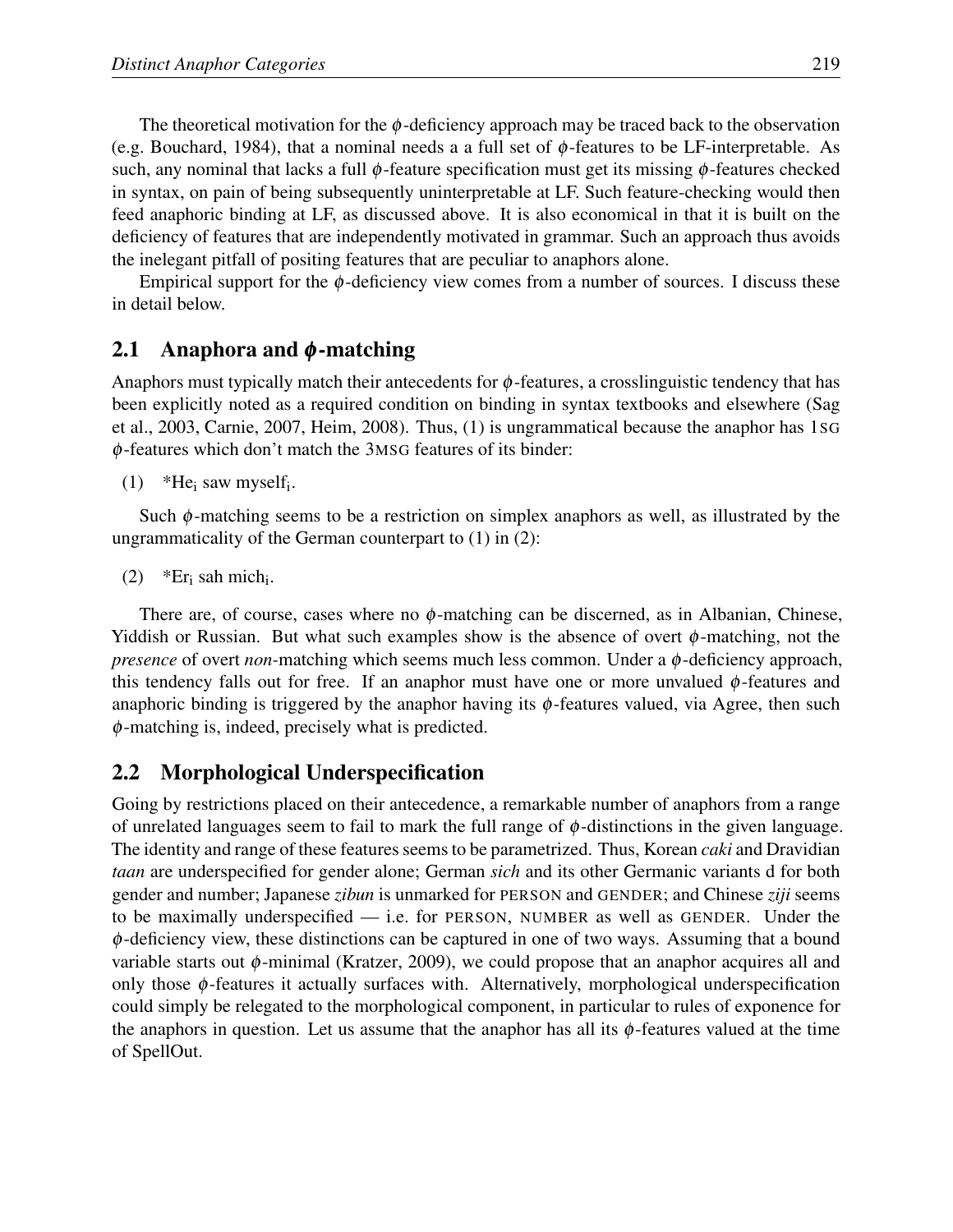The theoretical motivation for the $\phi$-deficiency approach may be traced back to the observation (e.g. Bouchard, 1984), that a nominal needs a a full set of $\phi$-features to be LF-interpretable. As such, any nominal that lacks a full $\phi$-feature specification must get its missing $\phi$-features checked in syntax, on pain of being subsequently uninterpretable at LF. Such feature-checking would then feed anaphoric binding at LF, as discussed above. It is also economical in that it is built on the deficiency of features that are independently motivated in grammar. Such an approach thus avoids the inelegant pitfall of positing features that are peculiar to anaphors alone.

Empirical support for the $\phi$-deficiency view comes from a number of sources. I discuss these in detail below.

## 2.1 Anaphora and $\phi$-matching

Anaphors must typically match their antecedents for $\phi$-features, a crosslinguistic tendency that has been explicitly noted as a required condition on binding in syntax textbooks and elsewhere (Sag et al., 2003, Carnie, 2007, Heim, 2008). Thus, (1) is ungrammatical because the anaphor has 1SG $\phi$-features which don't match the 3MSG features of its binder:

(1) *He$_i$ saw myself$_i$.

Such $\phi$-matching seems to be a restriction on simplex anaphors as well, as illustrated by the ungrammaticality of the German counterpart to (1) in (2):

(2) *Er$_i$ sah mich$_i$.

There are, of course, cases where no $\phi$-matching can be discerned, as in Albanian, Chinese, Yiddish or Russian. But what such examples show is the absence of overt $\phi$-matching, not the *presence* of overt *non*-matching which seems much less common. Under a $\phi$-deficiency approach, this tendency falls out for free. If an anaphor must have one or more unvalued $\phi$-features and anaphoric binding is triggered by the anaphor having its $\phi$-features valued, via Agree, then such $\phi$-matching is, indeed, precisely what is predicted.

## 2.2 Morphological Underspecification

Going by restrictions placed on their antecedence, a remarkable number of anaphors from a range of unrelated languages seem to fail to mark the full range of $\phi$-distinctions in the given language. The identity and range of these features seems to be parametrized. Thus, Korean *caki* and Dravidian *taan* are underspecified for gender alone; German *sich* and its other Germanic variants d for both gender and number; Japanese *zibun* is unmarked for PERSON and GENDER; and Chinese *ziji* seems to be maximally underspecified — i.e. for PERSON, NUMBER as well as GENDER. Under the $\phi$-deficiency view, these distinctions can be captured in one of two ways. Assuming that a bound variable starts out $\phi$-minimal (Kratzer, 2009), we could propose that an anaphor acquires all and only those $\phi$-features it actually surfaces with. Alternatively, morphological underspecification could simply be relegated to the morphological component, in particular to rules of exponence for the anaphors in question. Let us assume that the anaphor has all its $\phi$-features valued at the time of SpellOut.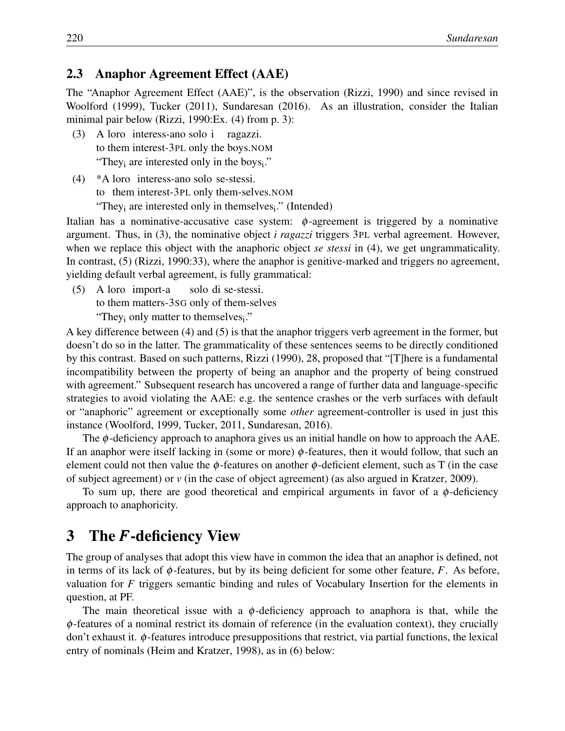### 2.3 Anaphor Agreement Effect (AAE)

The "Anaphor Agreement Effect (AAE)", is the observation (Rizzi, 1990) and since revised in Woolford (1999), Tucker (2011), Sundaresan (2016). As an illustration, consider the Italian minimal pair below (Rizzi, 1990:Ex. (4) from p. 3):

(3) A loro interess-ano solo i ragazzi.
to them interest-3PL only the boys.NOM
"They$_i$ are interested only in the boys$_i$."

(4) *A loro interess-ano solo se-stessi.
to them interest-3PL only them-selves.NOM
"They$_i$ are interested only in themselves$_i$." (Intended)

Italian has a nominative-accusative case system: $\phi$-agreement is triggered by a nominative argument. Thus, in (3), the nominative object *i ragazzi* triggers 3PL verbal agreement. However, when we replace this object with the anaphoric object *se stessi* in (4), we get ungrammaticality. In contrast, (5) (Rizzi, 1990:33), where the anaphor is genitive-marked and triggers no agreement, yielding default verbal agreement, is fully grammatical:

(5) A loro import-a solo di se-stessi.
to them matters-3SG only of them-selves
"They$_i$ only matter to themselves$_i$."

A key difference between (4) and (5) is that the anaphor triggers verb agreement in the former, but doesn't do so in the latter. The grammaticality of these sentences seems to be directly conditioned by this contrast. Based on such patterns, Rizzi (1990), 28, proposed that "[T]here is a fundamental incompatibility between the property of being an anaphor and the property of being construed with agreement." Subsequent research has uncovered a range of further data and language-specific strategies to avoid violating the AAE: e.g. the sentence crashes or the verb surfaces with default or "anaphoric" agreement or exceptionally some *other* agreement-controller is used in just this instance (Woolford, 1999, Tucker, 2011, Sundaresan, 2016).

The $\phi$-deficiency approach to anaphora gives us an initial handle on how to approach the AAE. If an anaphor were itself lacking in (some or more) $\phi$-features, then it would follow, that such an element could not then value the $\phi$-features on another $\phi$-deficient element, such as T (in the case of subject agreement) or *v* (in the case of object agreement) (as also argued in Kratzer, 2009).

To sum up, there are good theoretical and empirical arguments in favor of a $\phi$-deficiency approach to anaphoricity.

## 3 The *F*-deficiency View

The group of analyses that adopt this view have in common the idea that an anaphor is defined, not in terms of its lack of $\phi$-features, but by its being deficient for some other feature, $F$. As before, valuation for $F$ triggers semantic binding and rules of Vocabulary Insertion for the elements in question, at PF.

The main theoretical issue with a $\phi$-deficiency approach to anaphora is that, while the $\phi$-features of a nominal restrict its domain of reference (in the evaluation context), they crucially don't exhaust it. $\phi$-features introduce presuppositions that restrict, via partial functions, the lexical entry of nominals (Heim and Kratzer, 1998), as in (6) below: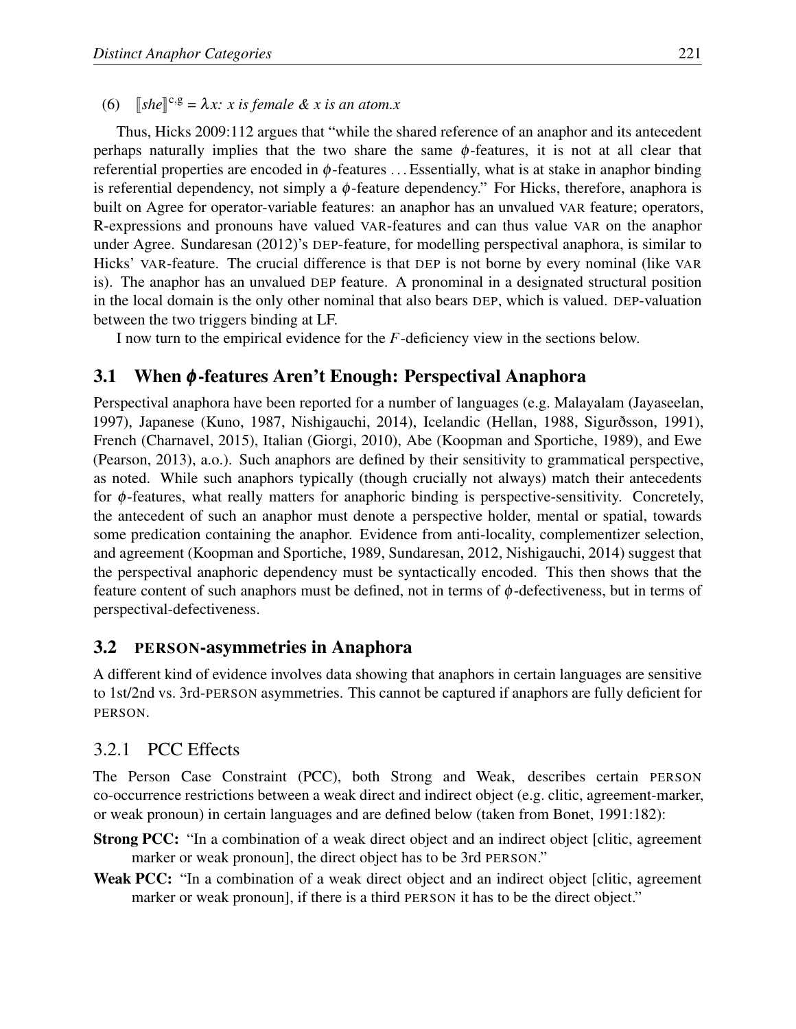(6) $[\![she]\!]^{c,g} = \lambda x$*: x is female & x is an atom.x*

Thus, Hicks 2009:112 argues that "while the shared reference of an anaphor and its antecedent perhaps naturally implies that the two share the same $\phi$-features, it is not at all clear that referential properties are encoded in $\phi$-features ... Essentially, what is at stake in anaphor binding is referential dependency, not simply a $\phi$-feature dependency." For Hicks, therefore, anaphora is built on Agree for operator-variable features: an anaphor has an unvalued VAR feature; operators, R-expressions and pronouns have valued VAR-features and can thus value VAR on the anaphor under Agree. Sundaresan (2012)'s DEP-feature, for modelling perspectival anaphora, is similar to Hicks' VAR-feature. The crucial difference is that DEP is not borne by every nominal (like VAR is). The anaphor has an unvalued DEP feature. A pronominal in a designated structural position in the local domain is the only other nominal that also bears DEP, which is valued. DEP-valuation between the two triggers binding at LF.

I now turn to the empirical evidence for the $F$-deficiency view in the sections below.

## 3.1 When $\phi$-features Aren't Enough: Perspectival Anaphora

Perspectival anaphora have been reported for a number of languages (e.g. Malayalam (Jayaseelan, 1997), Japanese (Kuno, 1987, Nishigauchi, 2014), Icelandic (Hellan, 1988, Sigurðsson, 1991), French (Charnavel, 2015), Italian (Giorgi, 2010), Abe (Koopman and Sportiche, 1989), and Ewe (Pearson, 2013), a.o.). Such anaphors are defined by their sensitivity to grammatical perspective, as noted. While such anaphors typically (though crucially not always) match their antecedents for $\phi$-features, what really matters for anaphoric binding is perspective-sensitivity. Concretely, the antecedent of such an anaphor must denote a perspective holder, mental or spatial, towards some predication containing the anaphor. Evidence from anti-locality, complementizer selection, and agreement (Koopman and Sportiche, 1989, Sundaresan, 2012, Nishigauchi, 2014) suggest that the perspectival anaphoric dependency must be syntactically encoded. This then shows that the feature content of such anaphors must be defined, not in terms of $\phi$-defectiveness, but in terms of perspectival-defectiveness.

## 3.2 PERSON-asymmetries in Anaphora

A different kind of evidence involves data showing that anaphors in certain languages are sensitive to 1st/2nd vs. 3rd-PERSON asymmetries. This cannot be captured if anaphors are fully deficient for PERSON.

### 3.2.1 PCC Effects

The Person Case Constraint (PCC), both Strong and Weak, describes certain PERSON co-occurrence restrictions between a weak direct and indirect object (e.g. clitic, agreement-marker, or weak pronoun) in certain languages and are defined below (taken from Bonet, 1991:182):

**Strong PCC:** "In a combination of a weak direct object and an indirect object [clitic, agreement marker or weak pronoun], the direct object has to be 3rd PERSON."

**Weak PCC:** "In a combination of a weak direct object and an indirect object [clitic, agreement marker or weak pronoun], if there is a third PERSON it has to be the direct object."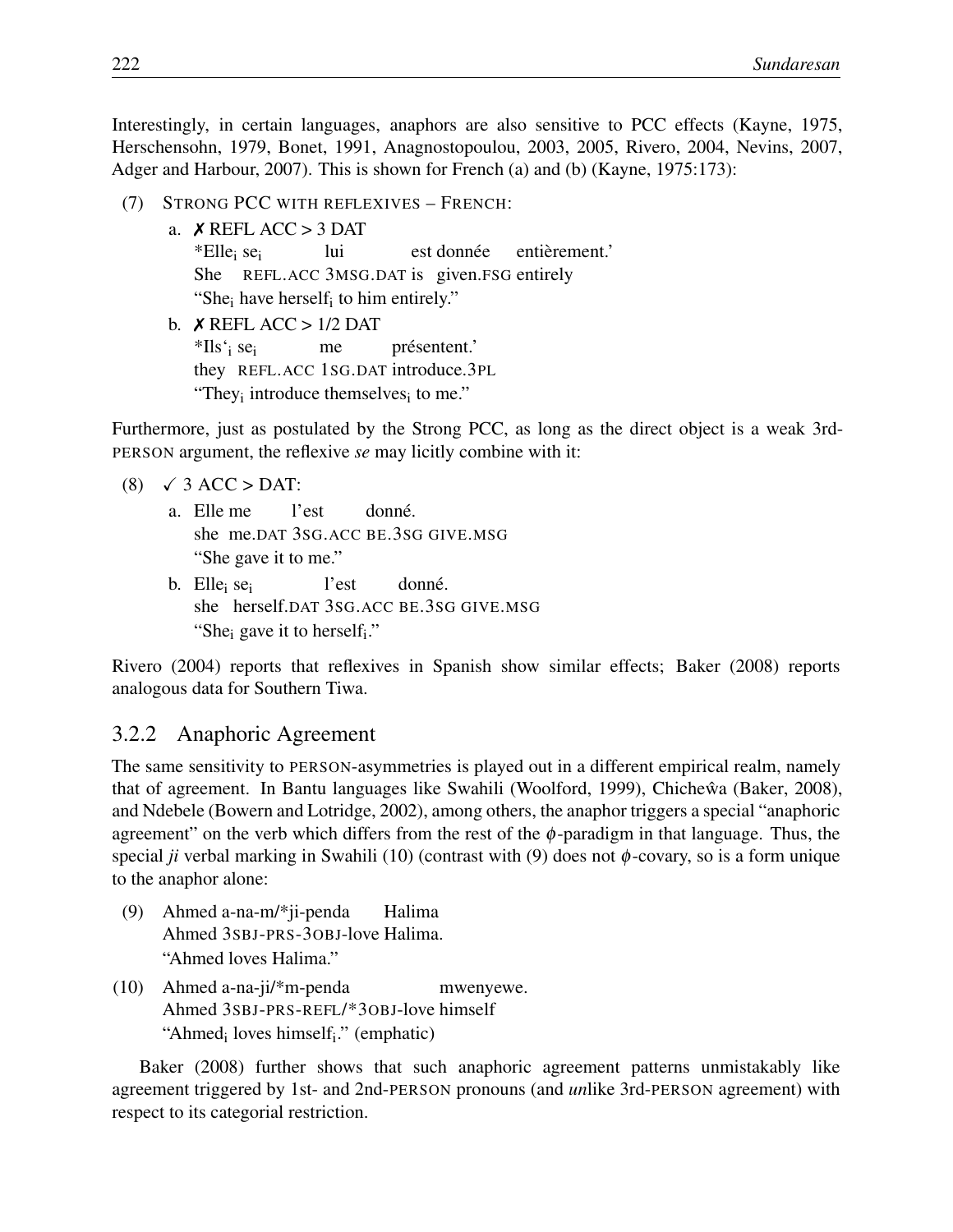Interestingly, in certain languages, anaphors are also sensitive to PCC effects (Kayne, 1975, Herschensohn, 1979, Bonet, 1991, Anagnostopoulou, 2003, 2005, Rivero, 2004, Nevins, 2007, Adger and Harbour, 2007). This is shown for French (a) and (b) (Kayne, 1975:173):

(7) STRONG PCC WITH REFLEXIVES – FRENCH:

a. ✗ REFL ACC > 3 DAT
*Elle$_i$ se$_i$ lui est donnée entièrement.'
She REFL.ACC 3MSG.DAT is given.FSG entirely
"She$_i$ have herself$_i$ to him entirely."

b. ✗ REFL ACC > 1/2 DAT
*Ils'$_i$ se$_i$ me présentent.'
they REFL.ACC 1SG.DAT introduce.3PL
"They$_i$ introduce themselves$_i$ to me."

Furthermore, just as postulated by the Strong PCC, as long as the direct object is a weak 3rd-PERSON argument, the reflexive *se* may licitly combine with it:

(8) ✓ 3 ACC > DAT:

a. Elle me l'est donné.
she me.DAT 3SG.ACC BE.3SG GIVE.MSG
"She gave it to me."

b. Elle$_i$ se$_i$ l'est donné.
she herself.DAT 3SG.ACC BE.3SG GIVE.MSG
"She$_i$ gave it to herself$_i$."

Rivero (2004) reports that reflexives in Spanish show similar effects; Baker (2008) reports analogous data for Southern Tiwa.

### 3.2.2 Anaphoric Agreement

The same sensitivity to PERSON-asymmetries is played out in a different empirical realm, namely that of agreement. In Bantu languages like Swahili (Woolford, 1999), Chicheŵa (Baker, 2008), and Ndebele (Bowern and Lotridge, 2002), among others, the anaphor triggers a special "anaphoric agreement" on the verb which differs from the rest of the $\phi$-paradigm in that language. Thus, the special *ji* verbal marking in Swahili (10) (contrast with (9) does not $\phi$-covary, so is a form unique to the anaphor alone:

(9) Ahmed a-na-m/*ji-penda Halima
Ahmed 3SBJ-PRS-3OBJ-love Halima.
"Ahmed loves Halima."

(10) Ahmed a-na-ji/*m-penda mwenyewe.
Ahmed 3SBJ-PRS-REFL/*3OBJ-love himself
"Ahmed$_i$ loves himself$_i$." (emphatic)

Baker (2008) further shows that such anaphoric agreement patterns unmistakably like agreement triggered by 1st- and 2nd-PERSON pronouns (and *un*like 3rd-PERSON agreement) with respect to its categorial restriction.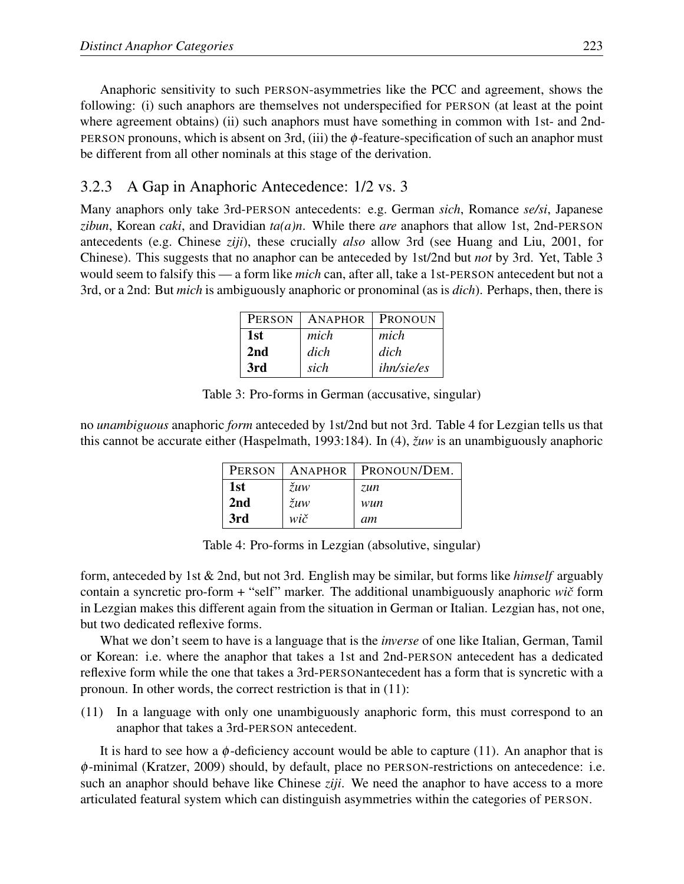Anaphoric sensitivity to such PERSON-asymmetries like the PCC and agreement, shows the following: (i) such anaphors are themselves not underspecified for PERSON (at least at the point where agreement obtains) (ii) such anaphors must have something in common with 1st- and 2nd-PERSON pronouns, which is absent on 3rd, (iii) the $\phi$-feature-specification of such an anaphor must be different from all other nominals at this stage of the derivation.

### 3.2.3 A Gap in Anaphoric Antecedence: 1/2 vs. 3

Many anaphors only take 3rd-PERSON antecedents: e.g. German *sich*, Romance *se/si*, Japanese *zibun*, Korean *caki*, and Dravidian *ta(a)n*. While there *are* anaphors that allow 1st, 2nd-PERSON antecedents (e.g. Chinese *ziji*), these crucially *also* allow 3rd (see Huang and Liu, 2001, for Chinese). This suggests that no anaphor can be anteceded by 1st/2nd but *not* by 3rd. Yet, Table 3 would seem to falsify this — a form like *mich* can, after all, take a 1st-PERSON antecedent but not a 3rd, or a 2nd: But *mich* is ambiguously anaphoric or pronominal (as is *dich*). Perhaps, then, there is

| PERSON | ANAPHOR | PRONOUN |
|---|---|---|
| **1st** | *mich* | *mich* |
| **2nd** | *dich* | *dich* |
| **3rd** | *sich* | *ihn/sie/es* |

Table 3: Pro-forms in German (accusative, singular)

no *unambiguous* anaphoric *form* anteceded by 1st/2nd but not 3rd. Table 4 for Lezgian tells us that this cannot be accurate either (Haspelmath, 1993:184). In (4), *žuw* is an unambiguously anaphoric

| PERSON | ANAPHOR | PRONOUN/DEM. |
|---|---|---|
| **1st** | *žuw* | *zun* |
| **2nd** | *žuw* | *wun* |
| **3rd** | *wič* | *am* |

Table 4: Pro-forms in Lezgian (absolutive, singular)

form, anteceded by 1st & 2nd, but not 3rd. English may be similar, but forms like *himself* arguably contain a syncretic pro-form + "self" marker. The additional unambiguously anaphoric *wič* form in Lezgian makes this different again from the situation in German or Italian. Lezgian has, not one, but two dedicated reflexive forms.

What we don't seem to have is a language that is the *inverse* of one like Italian, German, Tamil or Korean: i.e. where the anaphor that takes a 1st and 2nd-PERSON antecedent has a dedicated reflexive form while the one that takes a 3rd-PERSONantecedent has a form that is syncretic with a pronoun. In other words, the correct restriction is that in (11):

(11) In a language with only one unambiguously anaphoric form, this must correspond to an anaphor that takes a 3rd-PERSON antecedent.

It is hard to see how a $\phi$-deficiency account would be able to capture (11). An anaphor that is $\phi$-minimal (Kratzer, 2009) should, by default, place no PERSON-restrictions on antecedence: i.e. such an anaphor should behave like Chinese *ziji*. We need the anaphor to have access to a more articulated featural system which can distinguish asymmetries within the categories of PERSON.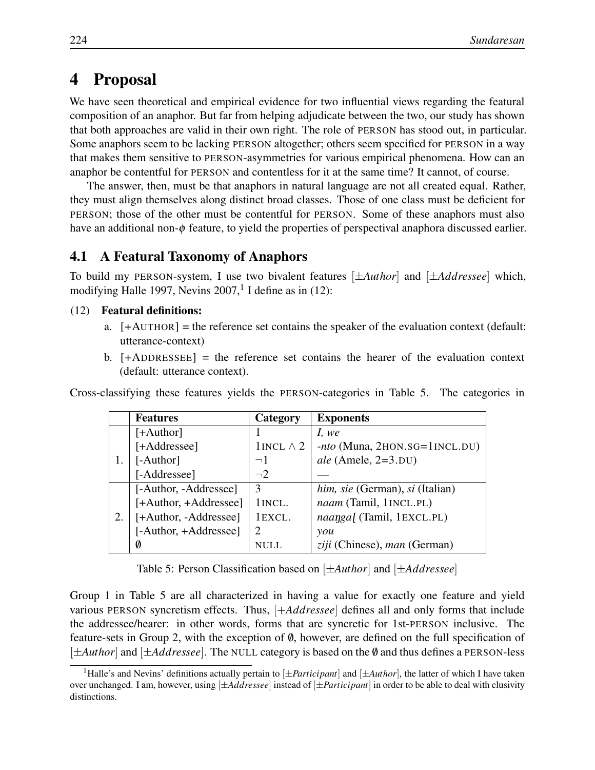# 4 Proposal

We have seen theoretical and empirical evidence for two influential views regarding the featural composition of an anaphor. But far from helping adjudicate between the two, our study has shown that both approaches are valid in their own right. The role of PERSON has stood out, in particular. Some anaphors seem to be lacking PERSON altogether; others seem specified for PERSON in a way that makes them sensitive to PERSON-asymmetries for various empirical phenomena. How can an anaphor be contentful for PERSON and contentless for it at the same time? It cannot, of course.

The answer, then, must be that anaphors in natural language are not all created equal. Rather, they must align themselves along distinct broad classes. Those of one class must be deficient for PERSON; those of the other must be contentful for PERSON. Some of these anaphors must also have an additional non-$\phi$ feature, to yield the properties of perspectival anaphora discussed earlier.

## 4.1 A Featural Taxonomy of Anaphors

To build my PERSON-system, I use two bivalent features [±*Author*] and [±*Addressee*] which, modifying Halle 1997, Nevins 2007,[1] I define as in (12):

(12) **Featural definitions:**

a. [+AUTHOR] = the reference set contains the speaker of the evaluation context (default: utterance-context)

b. [+ADDRESSEE] = the reference set contains the hearer of the evaluation context (default: utterance context).

Cross-classifying these features yields the PERSON-categories in Table 5. The categories in

| | Features | Category | Exponents |
|---|---|---|---|
| 1. | [+Author] | 1 | *I, we* |
| | [+Addressee] | 1INCL $\wedge$ 2 | *-nto* (Muna, 2HON.SG=1INCL.DU) |
| | [-Author] | $\neg$1 | *ale* (Amele, 2=3.DU) |
| | [-Addressee] | $\neg$2 | — |
| 2. | [-Author, -Addressee] | 3 | *him, sie* (German), *si* (Italian) |
| | [+Author, +Addressee] | 1INCL. | *naam* (Tamil, 1INCL.PL) |
| | [+Author, -Addressee] | 1EXCL. | *naaŋgaḷ* (Tamil, 1EXCL.PL) |
| | [-Author, +Addressee] | 2 | *you* |
| | ∅ | NULL | *ziji* (Chinese), *man* (German) |

Table 5: Person Classification based on [±*Author*] and [±*Addressee*]

Group 1 in Table 5 are all characterized in having a value for exactly one feature and yield various PERSON syncretism effects. Thus, [+*Addressee*] defines all and only forms that include the addressee/hearer: in other words, forms that are syncretic for 1st-PERSON inclusive. The feature-sets in Group 2, with the exception of ∅, however, are defined on the full specification of [±*Author*] and [±*Addressee*]. The NULL category is based on the ∅ and thus defines a PERSON-less

[1] Halle's and Nevins' definitions actually pertain to [±*Participant*] and [±*Author*], the latter of which I have taken over unchanged. I am, however, using [±*Addressee*] instead of [±*Participant*] in order to be able to deal with clusivity distinctions.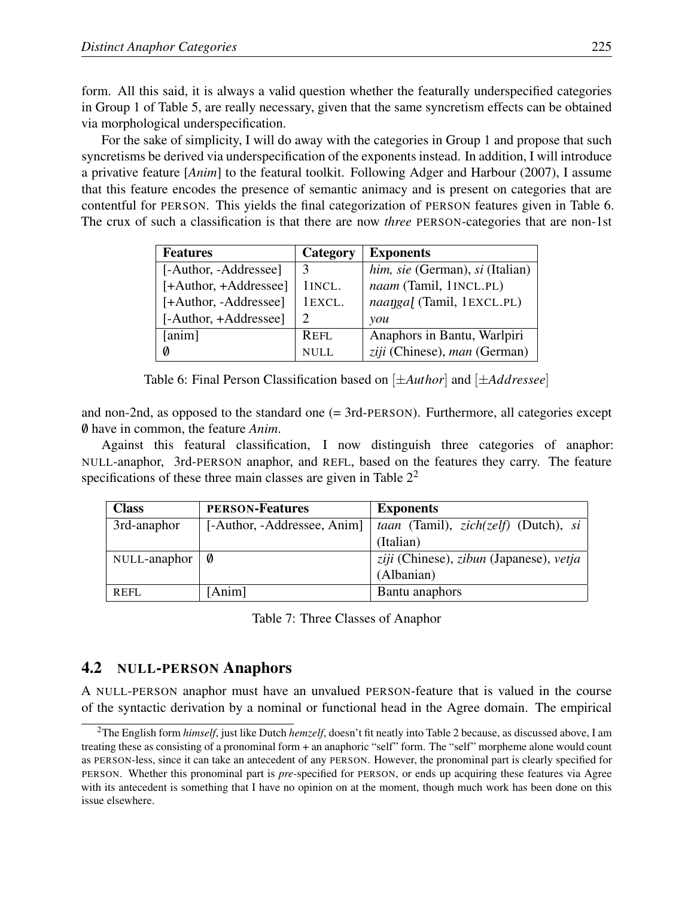form. All this said, it is always a valid question whether the featurally underspecified categories in Group 1 of Table 5, are really necessary, given that the same syncretism effects can be obtained via morphological underspecification.

For the sake of simplicity, I will do away with the categories in Group 1 and propose that such syncretisms be derived via underspecification of the exponents instead. In addition, I will introduce a privative feature [*Anim*] to the featural toolkit. Following Adger and Harbour (2007), I assume that this feature encodes the presence of semantic animacy and is present on categories that are contentful for PERSON. This yields the final categorization of PERSON features given in Table 6. The crux of such a classification is that there are now *three* PERSON-categories that are non-1st

| Features | Category | Exponents |
|---|---|---|
| [-Author, -Addressee] | 3 | *him, sie* (German), *si* (Italian) |
| [+Author, +Addressee] | 1INCL. | *naam* (Tamil, 1INCL.PL) |
| [+Author, -Addressee] | 1EXCL. | *naaŋgaḷ* (Tamil, 1EXCL.PL) |
| [-Author, +Addressee] | 2 | *you* |
| [anim] | REFL | Anaphors in Bantu, Warlpiri |
| ∅ | NULL | *ziji* (Chinese), *man* (German) |

Table 6: Final Person Classification based on [±*Author*] and [±*Addressee*]

and non-2nd, as opposed to the standard one (= 3rd-PERSON). Furthermore, all categories except ∅ have in common, the feature *Anim*.

Against this featural classification, I now distinguish three categories of anaphor: NULL-anaphor, 3rd-PERSON anaphor, and REFL, based on the features they carry. The feature specifications of these three main classes are given in Table 2[2]

| Class | PERSON-Features | Exponents |
|---|---|---|
| 3rd-anaphor | [-Author, -Addressee, Anim] | *taan* (Tamil), *zich(zelf)* (Dutch), *si* (Italian) |
| NULL-anaphor | ∅ | *ziji* (Chinese), *zibun* (Japanese), *vetja* (Albanian) |
| REFL | [Anim] | Bantu anaphors |

Table 7: Three Classes of Anaphor

## 4.2 NULL-PERSON Anaphors

A NULL-PERSON anaphor must have an unvalued PERSON-feature that is valued in the course of the syntactic derivation by a nominal or functional head in the Agree domain. The empirical

[2]The English form *himself*, just like Dutch *hemzelf*, doesn't fit neatly into Table 2 because, as discussed above, I am treating these as consisting of a pronominal form + an anaphoric "self" form. The "self" morpheme alone would count as PERSON-less, since it can take an antecedent of any PERSON. However, the pronominal part is clearly specified for PERSON. Whether this pronominal part is *pre*-specified for PERSON, or ends up acquiring these features via Agree with its antecedent is something that I have no opinion on at the moment, though much work has been done on this issue elsewhere.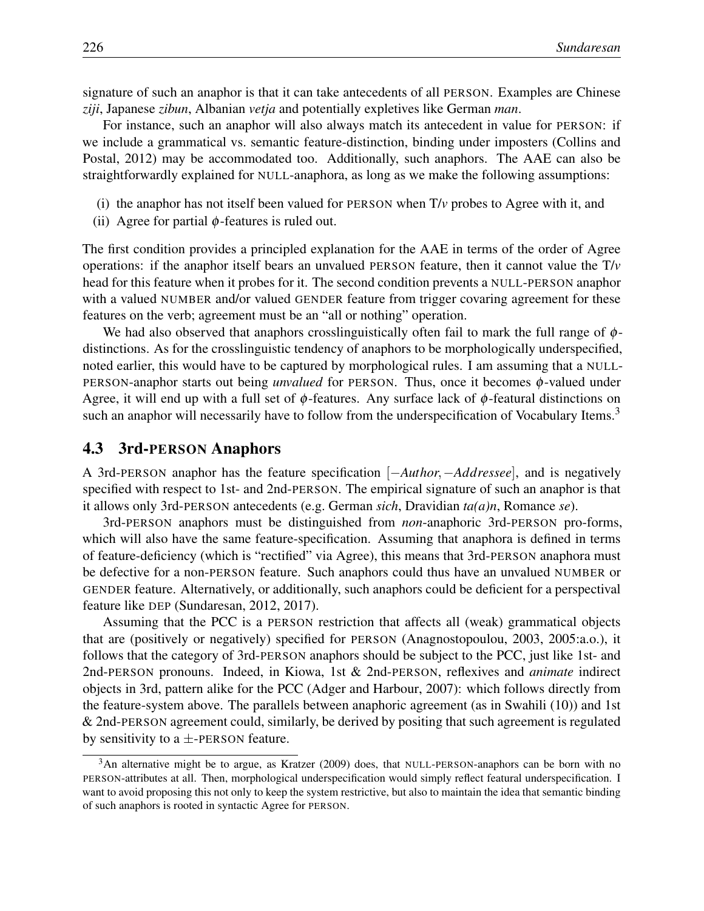signature of such an anaphor is that it can take antecedents of all PERSON. Examples are Chinese *ziji*, Japanese *zibun*, Albanian *vetja* and potentially expletives like German *man*.

For instance, such an anaphor will also always match its antecedent in value for PERSON: if we include a grammatical vs. semantic feature-distinction, binding under imposters (Collins and Postal, 2012) may be accommodated too. Additionally, such anaphors. The AAE can also be straightforwardly explained for NULL-anaphora, as long as we make the following assumptions:

(i) the anaphor has not itself been valued for PERSON when T/*v* probes to Agree with it, and
(ii) Agree for partial $\phi$-features is ruled out.

The first condition provides a principled explanation for the AAE in terms of the order of Agree operations: if the anaphor itself bears an unvalued PERSON feature, then it cannot value the T/*v* head for this feature when it probes for it. The second condition prevents a NULL-PERSON anaphor with a valued NUMBER and/or valued GENDER feature from trigger covaring agreement for these features on the verb; agreement must be an "all or nothing" operation.

We had also observed that anaphors crosslinguistically often fail to mark the full range of $\phi$-distinctions. As for the crosslinguistic tendency of anaphors to be morphologically underspecified, noted earlier, this would have to be captured by morphological rules. I am assuming that a NULL-PERSON-anaphor starts out being *unvalued* for PERSON. Thus, once it becomes $\phi$-valued under Agree, it will end up with a full set of $\phi$-features. Any surface lack of $\phi$-featural distinctions on such an anaphor will necessarily have to follow from the underspecification of Vocabulary Items.[3]

## 4.3 3rd-PERSON Anaphors

A 3rd-PERSON anaphor has the feature specification $[-Author, -Addressee]$, and is negatively specified with respect to 1st- and 2nd-PERSON. The empirical signature of such an anaphor is that it allows only 3rd-PERSON antecedents (e.g. German *sich*, Dravidian *ta(a)n*, Romance *se*).

3rd-PERSON anaphors must be distinguished from *non*-anaphoric 3rd-PERSON pro-forms, which will also have the same feature-specification. Assuming that anaphora is defined in terms of feature-deficiency (which is "rectified" via Agree), this means that 3rd-PERSON anaphora must be defective for a non-PERSON feature. Such anaphors could thus have an unvalued NUMBER or GENDER feature. Alternatively, or additionally, such anaphors could be deficient for a perspectival feature like DEP (Sundaresan, 2012, 2017).

Assuming that the PCC is a PERSON restriction that affects all (weak) grammatical objects that are (positively or negatively) specified for PERSON (Anagnostopoulou, 2003, 2005:a.o.), it follows that the category of 3rd-PERSON anaphors should be subject to the PCC, just like 1st- and 2nd-PERSON pronouns. Indeed, in Kiowa, 1st & 2nd-PERSON, reflexives and *animate* indirect objects in 3rd, pattern alike for the PCC (Adger and Harbour, 2007): which follows directly from the feature-system above. The parallels between anaphoric agreement (as in Swahili (10)) and 1st & 2nd-PERSON agreement could, similarly, be derived by positing that such agreement is regulated by sensitivity to a $\pm$-PERSON feature.

[3] An alternative might be to argue, as Kratzer (2009) does, that NULL-PERSON-anaphors can be born with no PERSON-attributes at all. Then, morphological underspecification would simply reflect featural underspecification. I want to avoid proposing this not only to keep the system restrictive, but also to maintain the idea that semantic binding of such anaphors is rooted in syntactic Agree for PERSON.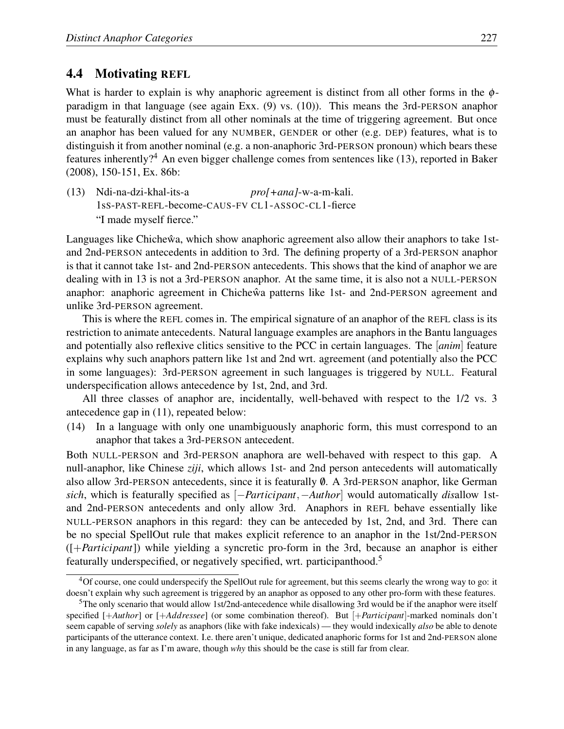## 4.4 Motivating REFL

What is harder to explain is why anaphoric agreement is distinct from all other forms in the $\phi$-paradigm in that language (see again Exx. (9) vs. (10)). This means the 3rd-PERSON anaphor must be featurally distinct from all other nominals at the time of triggering agreement. But once an anaphor has been valued for any NUMBER, GENDER or other (e.g. DEP) features, what is to distinguish it from another nominal (e.g. a non-anaphoric 3rd-PERSON pronoun) which bears these features inherently?[4] An even bigger challenge comes from sentences like (13), reported in Baker (2008), 150-151, Ex. 86b:

(13) Ndi-na-dzi-khal-its-a *pro[+ana]*-w-a-m-kali.
1sS-PAST-REFL-become-CAUS-FV CL1-ASSOC-CL1-fierce
"I made myself fierce."

Languages like Chicheŵa, which show anaphoric agreement also allow their anaphors to take 1st- and 2nd-PERSON antecedents in addition to 3rd. The defining property of a 3rd-PERSON anaphor is that it cannot take 1st- and 2nd-PERSON antecedents. This shows that the kind of anaphor we are dealing with in 13 is not a 3rd-PERSON anaphor. At the same time, it is also not a NULL-PERSON anaphor: anaphoric agreement in Chicheŵa patterns like 1st- and 2nd-PERSON agreement and unlike 3rd-PERSON agreement.

This is where the REFL comes in. The empirical signature of an anaphor of the REFL class is its restriction to animate antecedents. Natural language examples are anaphors in the Bantu languages and potentially also reflexive clitics sensitive to the PCC in certain languages. The [*anim*] feature explains why such anaphors pattern like 1st and 2nd wrt. agreement (and potentially also the PCC in some languages): 3rd-PERSON agreement in such languages is triggered by NULL. Featural underspecification allows antecedence by 1st, 2nd, and 3rd.

All three classes of anaphor are, incidentally, well-behaved with respect to the 1/2 vs. 3 antecedence gap in (11), repeated below:

(14) In a language with only one unambiguously anaphoric form, this must correspond to an anaphor that takes a 3rd-PERSON antecedent.

Both NULL-PERSON and 3rd-PERSON anaphora are well-behaved with respect to this gap. A null-anaphor, like Chinese *ziji*, which allows 1st- and 2nd person antecedents will automatically also allow 3rd-PERSON antecedents, since it is featurally $\emptyset$. A 3rd-PERSON anaphor, like German *sich*, which is featurally specified as $[-Participant, -Author]$ would automatically *dis*allow 1st- and 2nd-PERSON antecedents and only allow 3rd. Anaphors in REFL behave essentially like NULL-PERSON anaphors in this regard: they can be anteceded by 1st, 2nd, and 3rd. There can be no special SpellOut rule that makes explicit reference to an anaphor in the 1st/2nd-PERSON ($[+Participant]$) while yielding a syncretic pro-form in the 3rd, because an anaphor is either featurally underspecified, or negatively specified, wrt. participanthood.[5]

[4] Of course, one could underspecify the SpellOut rule for agreement, but this seems clearly the wrong way to go: it doesn't explain why such agreement is triggered by an anaphor as opposed to any other pro-form with these features.

[5] The only scenario that would allow 1st/2nd-antecedence while disallowing 3rd would be if the anaphor were itself specified $[+Author]$ or $[+Addressee]$ (or some combination thereof). But $[+Participant]$-marked nominals don't seem capable of serving *solely* as anaphors (like with fake indexicals) — they would indexically *also* be able to denote participants of the utterance context. I.e. there aren't unique, dedicated anaphoric forms for 1st and 2nd-PERSON alone in any language, as far as I'm aware, though *why* this should be the case is still far from clear.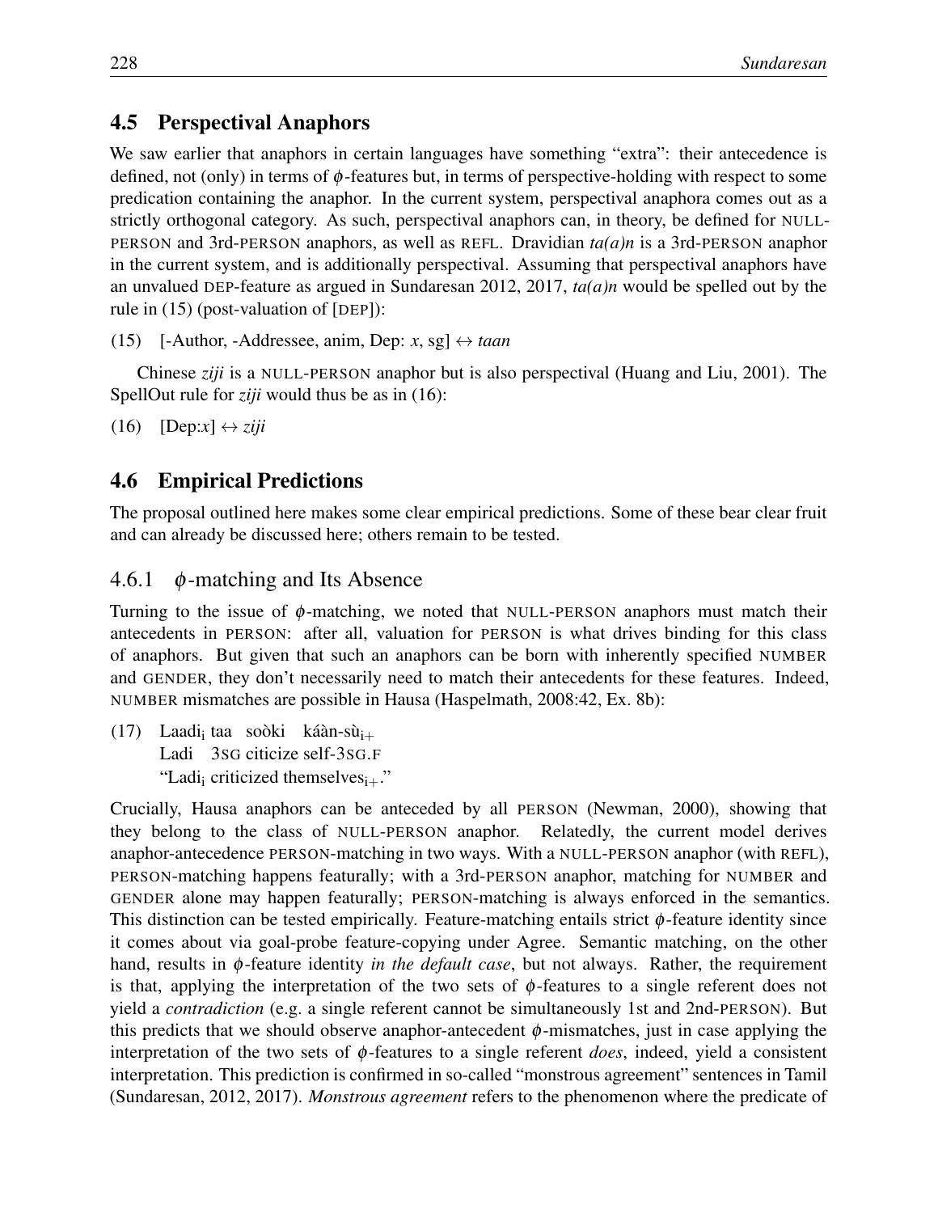## 4.5 Perspectival Anaphors

We saw earlier that anaphors in certain languages have something "extra": their antecedence is defined, not (only) in terms of $\phi$-features but, in terms of perspective-holding with respect to some predication containing the anaphor. In the current system, perspectival anaphora comes out as a strictly orthogonal category. As such, perspectival anaphors can, in theory, be defined for NULL-PERSON and 3rd-PERSON anaphors, as well as REFL. Dravidian *ta(a)n* is a 3rd-PERSON anaphor in the current system, and is additionally perspectival. Assuming that perspectival anaphors have an unvalued DEP-feature as argued in Sundaresan 2012, 2017, *ta(a)n* would be spelled out by the rule in (15) (post-valuation of [DEP]):

(15) [-Author, -Addressee, anim, Dep: *x*, sg] $\leftrightarrow$ *taan*

Chinese *ziji* is a NULL-PERSON anaphor but is also perspectival (Huang and Liu, 2001). The SpellOut rule for *ziji* would thus be as in (16):

(16) [Dep:*x*] $\leftrightarrow$ *ziji*

## 4.6 Empirical Predictions

The proposal outlined here makes some clear empirical predictions. Some of these bear clear fruit and can already be discussed here; others remain to be tested.

### 4.6.1 $\phi$-matching and Its Absence

Turning to the issue of $\phi$-matching, we noted that NULL-PERSON anaphors must match their antecedents in PERSON: after all, valuation for PERSON is what drives binding for this class of anaphors. But given that such an anaphors can be born with inherently specified NUMBER and GENDER, they don't necessarily need to match their antecedents for these features. Indeed, NUMBER mismatches are possible in Hausa (Haspelmath, 2008:42, Ex. 8b):

(17) Laadi$_i$ taa soòki káàn-sù$_{i+}$
Ladi 3SG citicize self-3SG.F
"Ladi$_i$ criticized themselves$_{i+}$."

Crucially, Hausa anaphors can be anteceded by all PERSON (Newman, 2000), showing that they belong to the class of NULL-PERSON anaphor. Relatedly, the current model derives anaphor-antecedence PERSON-matching in two ways. With a NULL-PERSON anaphor (with REFL), PERSON-matching happens featurally; with a 3rd-PERSON anaphor, matching for NUMBER and GENDER alone may happen featurally; PERSON-matching is always enforced in the semantics. This distinction can be tested empirically. Feature-matching entails strict $\phi$-feature identity since it comes about via goal-probe feature-copying under Agree. Semantic matching, on the other hand, results in $\phi$-feature identity *in the default case*, but not always. Rather, the requirement is that, applying the interpretation of the two sets of $\phi$-features to a single referent does not yield a *contradiction* (e.g. a single referent cannot be simultaneously 1st and 2nd-PERSON). But this predicts that we should observe anaphor-antecedent $\phi$-mismatches, just in case applying the interpretation of the two sets of $\phi$-features to a single referent *does*, indeed, yield a consistent interpretation. This prediction is confirmed in so-called "monstrous agreement" sentences in Tamil (Sundaresan, 2012, 2017). *Monstrous agreement* refers to the phenomenon where the predicate of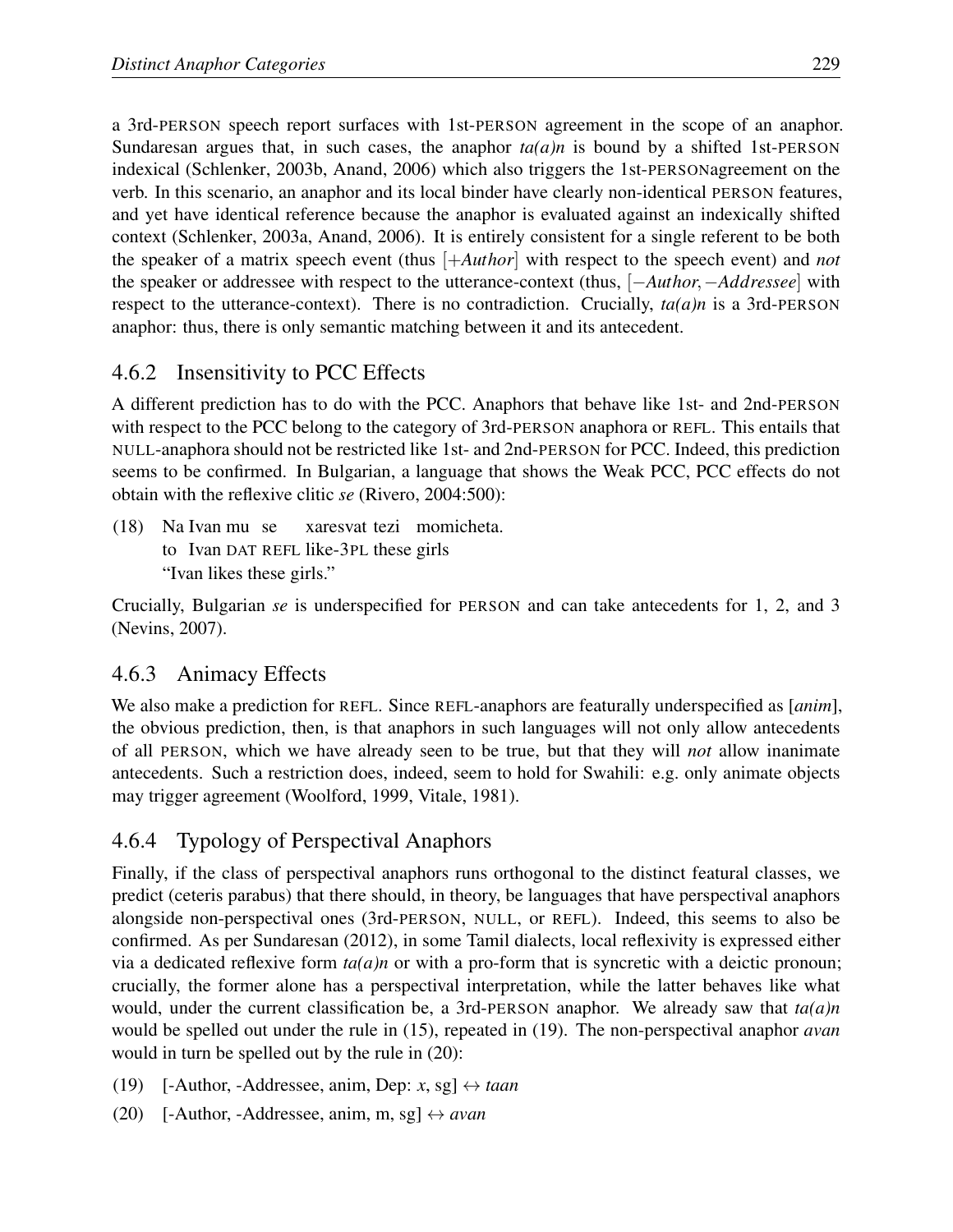a 3rd-PERSON speech report surfaces with 1st-PERSON agreement in the scope of an anaphor. Sundaresan argues that, in such cases, the anaphor *ta(a)n* is bound by a shifted 1st-PERSON indexical (Schlenker, 2003b, Anand, 2006) which also triggers the 1st-PERSONagreement on the verb. In this scenario, an anaphor and its local binder have clearly non-identical PERSON features, and yet have identical reference because the anaphor is evaluated against an indexically shifted context (Schlenker, 2003a, Anand, 2006). It is entirely consistent for a single referent to be both the speaker of a matrix speech event (thus [+*Author*] with respect to the speech event) and *not* the speaker or addressee with respect to the utterance-context (thus, [−*Author*, −*Addressee*] with respect to the utterance-context). There is no contradiction. Crucially, *ta(a)n* is a 3rd-PERSON anaphor: thus, there is only semantic matching between it and its antecedent.

### 4.6.2 Insensitivity to PCC Effects

A different prediction has to do with the PCC. Anaphors that behave like 1st- and 2nd-PERSON with respect to the PCC belong to the category of 3rd-PERSON anaphora or REFL. This entails that NULL-anaphora should not be restricted like 1st- and 2nd-PERSON for PCC. Indeed, this prediction seems to be confirmed. In Bulgarian, a language that shows the Weak PCC, PCC effects do not obtain with the reflexive clitic *se* (Rivero, 2004:500):

(18) Na Ivan mu se xaresvat tezi momicheta.
 to Ivan DAT REFL like-3PL these girls
 "Ivan likes these girls."

Crucially, Bulgarian *se* is underspecified for PERSON and can take antecedents for 1, 2, and 3 (Nevins, 2007).

### 4.6.3 Animacy Effects

We also make a prediction for REFL. Since REFL-anaphors are featurally underspecified as [*anim*], the obvious prediction, then, is that anaphors in such languages will not only allow antecedents of all PERSON, which we have already seen to be true, but that they will *not* allow inanimate antecedents. Such a restriction does, indeed, seem to hold for Swahili: e.g. only animate objects may trigger agreement (Woolford, 1999, Vitale, 1981).

### 4.6.4 Typology of Perspectival Anaphors

Finally, if the class of perspectival anaphors runs orthogonal to the distinct featural classes, we predict (ceteris parabus) that there should, in theory, be languages that have perspectival anaphors alongside non-perspectival ones (3rd-PERSON, NULL, or REFL). Indeed, this seems to also be confirmed. As per Sundaresan (2012), in some Tamil dialects, local reflexivity is expressed either via a dedicated reflexive form *ta(a)n* or with a pro-form that is syncretic with a deictic pronoun; crucially, the former alone has a perspectival interpretation, while the latter behaves like what would, under the current classification be, a 3rd-PERSON anaphor. We already saw that *ta(a)n* would be spelled out under the rule in (15), repeated in (19). The non-perspectival anaphor *avan* would in turn be spelled out by the rule in (20):

(19) [-Author, -Addressee, anim, Dep: *x*, sg] ↔ *taan*

(20) [-Author, -Addressee, anim, m, sg] ↔ *avan*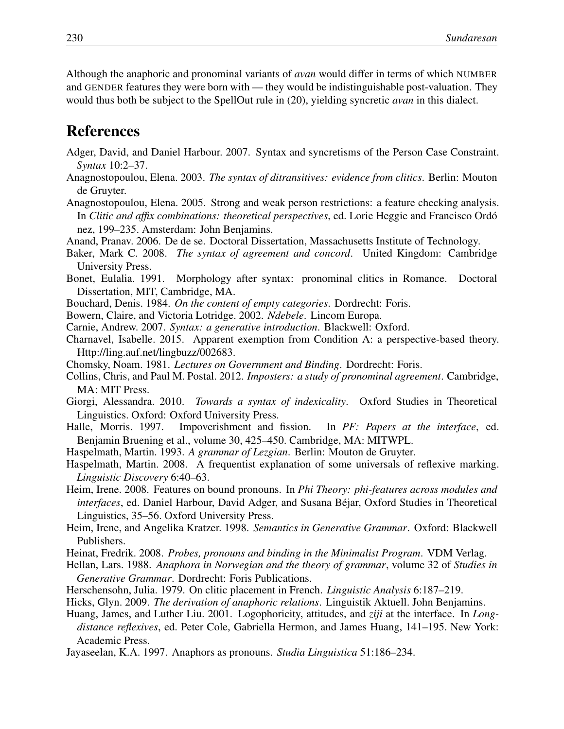Although the anaphoric and pronominal variants of *avan* would differ in terms of which NUMBER and GENDER features they were born with — they would be indistinguishable post-valuation. They would thus both be subject to the SpellOut rule in (20), yielding syncretic *avan* in this dialect.

# References

Adger, David, and Daniel Harbour. 2007. Syntax and syncretisms of the Person Case Constraint. *Syntax* 10:2–37.

Anagnostopoulou, Elena. 2003. *The syntax of ditransitives: evidence from clitics*. Berlin: Mouton de Gruyter.

Anagnostopoulou, Elena. 2005. Strong and weak person restrictions: a feature checking analysis. In *Clitic and affix combinations: theoretical perspectives*, ed. Lorie Heggie and Francisco Ordó nez, 199–235. Amsterdam: John Benjamins.

Anand, Pranav. 2006. De de se. Doctoral Dissertation, Massachusetts Institute of Technology.

Baker, Mark C. 2008. *The syntax of agreement and concord*. United Kingdom: Cambridge University Press.

Bonet, Eulalia. 1991. Morphology after syntax: pronominal clitics in Romance. Doctoral Dissertation, MIT, Cambridge, MA.

Bouchard, Denis. 1984. *On the content of empty categories*. Dordrecht: Foris.

Bowern, Claire, and Victoria Lotridge. 2002. *Ndebele*. Lincom Europa.

Carnie, Andrew. 2007. *Syntax: a generative introduction*. Blackwell: Oxford.

Charnavel, Isabelle. 2015. Apparent exemption from Condition A: a perspective-based theory. Http://ling.auf.net/lingbuzz/002683.

Chomsky, Noam. 1981. *Lectures on Government and Binding*. Dordrecht: Foris.

Collins, Chris, and Paul M. Postal. 2012. *Imposters: a study of pronominal agreement*. Cambridge, MA: MIT Press.

Giorgi, Alessandra. 2010. *Towards a syntax of indexicality*. Oxford Studies in Theoretical Linguistics. Oxford: Oxford University Press.

Halle, Morris. 1997. Impoverishment and fission. In *PF: Papers at the interface*, ed. Benjamin Bruening et al., volume 30, 425–450. Cambridge, MA: MITWPL.

Haspelmath, Martin. 1993. *A grammar of Lezgian*. Berlin: Mouton de Gruyter.

Haspelmath, Martin. 2008. A frequentist explanation of some universals of reflexive marking. *Linguistic Discovery* 6:40–63.

Heim, Irene. 2008. Features on bound pronouns. In *Phi Theory: phi-features across modules and interfaces*, ed. Daniel Harbour, David Adger, and Susana Béjar, Oxford Studies in Theoretical Linguistics, 35–56. Oxford University Press.

Heim, Irene, and Angelika Kratzer. 1998. *Semantics in Generative Grammar*. Oxford: Blackwell Publishers.

Heinat, Fredrik. 2008. *Probes, pronouns and binding in the Minimalist Program*. VDM Verlag.

Hellan, Lars. 1988. *Anaphora in Norwegian and the theory of grammar*, volume 32 of *Studies in Generative Grammar*. Dordrecht: Foris Publications.

Herschensohn, Julia. 1979. On clitic placement in French. *Linguistic Analysis* 6:187–219.

Hicks, Glyn. 2009. *The derivation of anaphoric relations*. Linguistik Aktuell. John Benjamins.

Huang, James, and Luther Liu. 2001. Logophoricity, attitudes, and *ziji* at the interface. In *Long-distance reflexives*, ed. Peter Cole, Gabriella Hermon, and James Huang, 141–195. New York: Academic Press.

Jayaseelan, K.A. 1997. Anaphors as pronouns. *Studia Linguistica* 51:186–234.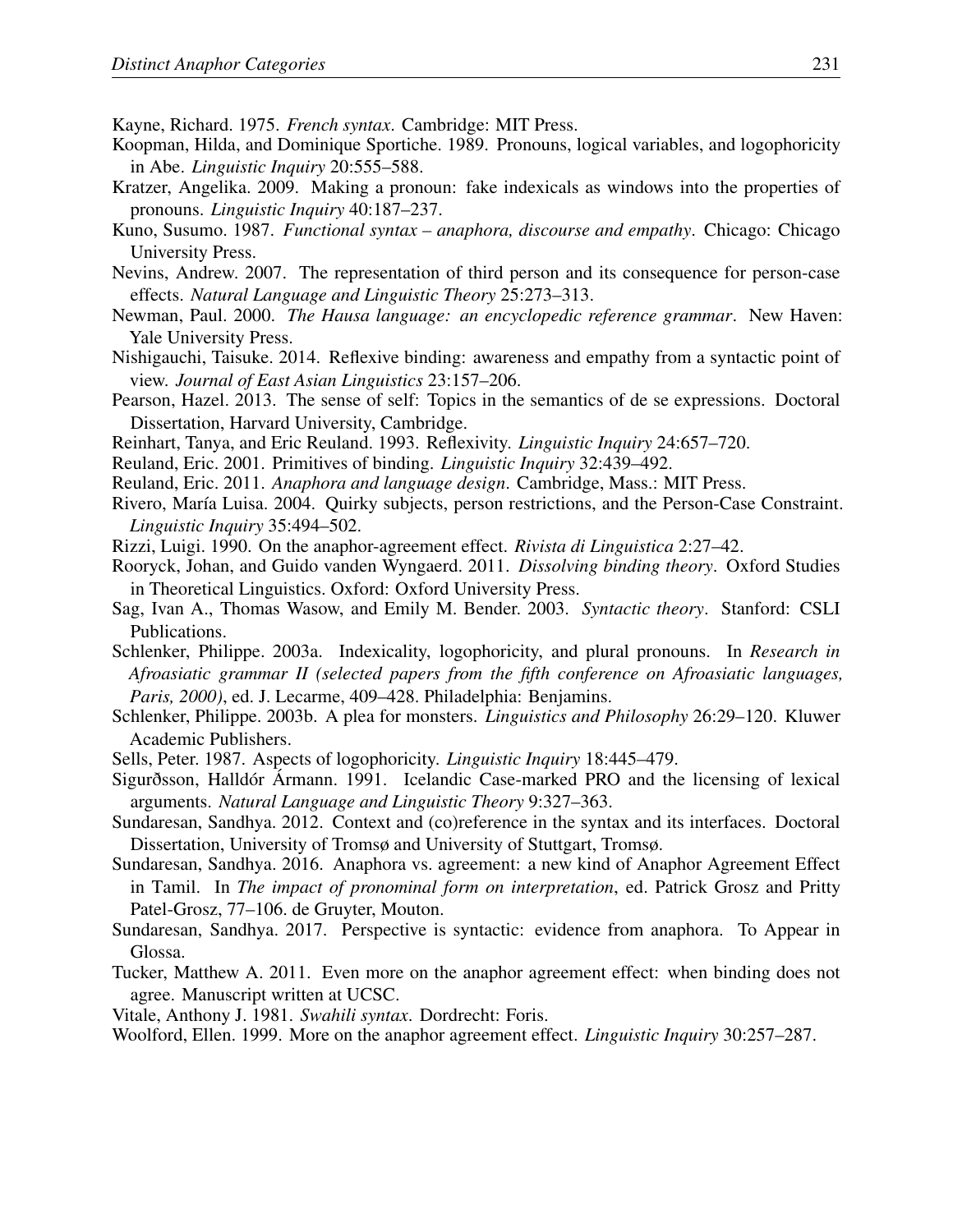Kayne, Richard. 1975. *French syntax*. Cambridge: MIT Press.

Koopman, Hilda, and Dominique Sportiche. 1989. Pronouns, logical variables, and logophoricity in Abe. *Linguistic Inquiry* 20:555–588.

Kratzer, Angelika. 2009. Making a pronoun: fake indexicals as windows into the properties of pronouns. *Linguistic Inquiry* 40:187–237.

Kuno, Susumo. 1987. *Functional syntax – anaphora, discourse and empathy*. Chicago: Chicago University Press.

Nevins, Andrew. 2007. The representation of third person and its consequence for person-case effects. *Natural Language and Linguistic Theory* 25:273–313.

Newman, Paul. 2000. *The Hausa language: an encyclopedic reference grammar*. New Haven: Yale University Press.

Nishigauchi, Taisuke. 2014. Reflexive binding: awareness and empathy from a syntactic point of view. *Journal of East Asian Linguistics* 23:157–206.

Pearson, Hazel. 2013. The sense of self: Topics in the semantics of de se expressions. Doctoral Dissertation, Harvard University, Cambridge.

Reinhart, Tanya, and Eric Reuland. 1993. Reflexivity. *Linguistic Inquiry* 24:657–720.

Reuland, Eric. 2001. Primitives of binding. *Linguistic Inquiry* 32:439–492.

Reuland, Eric. 2011. *Anaphora and language design*. Cambridge, Mass.: MIT Press.

Rivero, María Luisa. 2004. Quirky subjects, person restrictions, and the Person-Case Constraint. *Linguistic Inquiry* 35:494–502.

Rizzi, Luigi. 1990. On the anaphor-agreement effect. *Rivista di Linguistica* 2:27–42.

Rooryck, Johan, and Guido vanden Wyngaerd. 2011. *Dissolving binding theory*. Oxford Studies in Theoretical Linguistics. Oxford: Oxford University Press.

Sag, Ivan A., Thomas Wasow, and Emily M. Bender. 2003. *Syntactic theory*. Stanford: CSLI Publications.

Schlenker, Philippe. 2003a. Indexicality, logophoricity, and plural pronouns. In *Research in Afroasiatic grammar II (selected papers from the fifth conference on Afroasiatic languages, Paris, 2000)*, ed. J. Lecarme, 409–428. Philadelphia: Benjamins.

Schlenker, Philippe. 2003b. A plea for monsters. *Linguistics and Philosophy* 26:29–120. Kluwer Academic Publishers.

Sells, Peter. 1987. Aspects of logophoricity. *Linguistic Inquiry* 18:445–479.

Sigurðsson, Halldór Ármann. 1991. Icelandic Case-marked PRO and the licensing of lexical arguments. *Natural Language and Linguistic Theory* 9:327–363.

Sundaresan, Sandhya. 2012. Context and (co)reference in the syntax and its interfaces. Doctoral Dissertation, University of Tromsø and University of Stuttgart, Tromsø.

Sundaresan, Sandhya. 2016. Anaphora vs. agreement: a new kind of Anaphor Agreement Effect in Tamil. In *The impact of pronominal form on interpretation*, ed. Patrick Grosz and Pritty Patel-Grosz, 77–106. de Gruyter, Mouton.

Sundaresan, Sandhya. 2017. Perspective is syntactic: evidence from anaphora. To Appear in Glossa.

Tucker, Matthew A. 2011. Even more on the anaphor agreement effect: when binding does not agree. Manuscript written at UCSC.

Vitale, Anthony J. 1981. *Swahili syntax*. Dordrecht: Foris.

Woolford, Ellen. 1999. More on the anaphor agreement effect. *Linguistic Inquiry* 30:257–287.